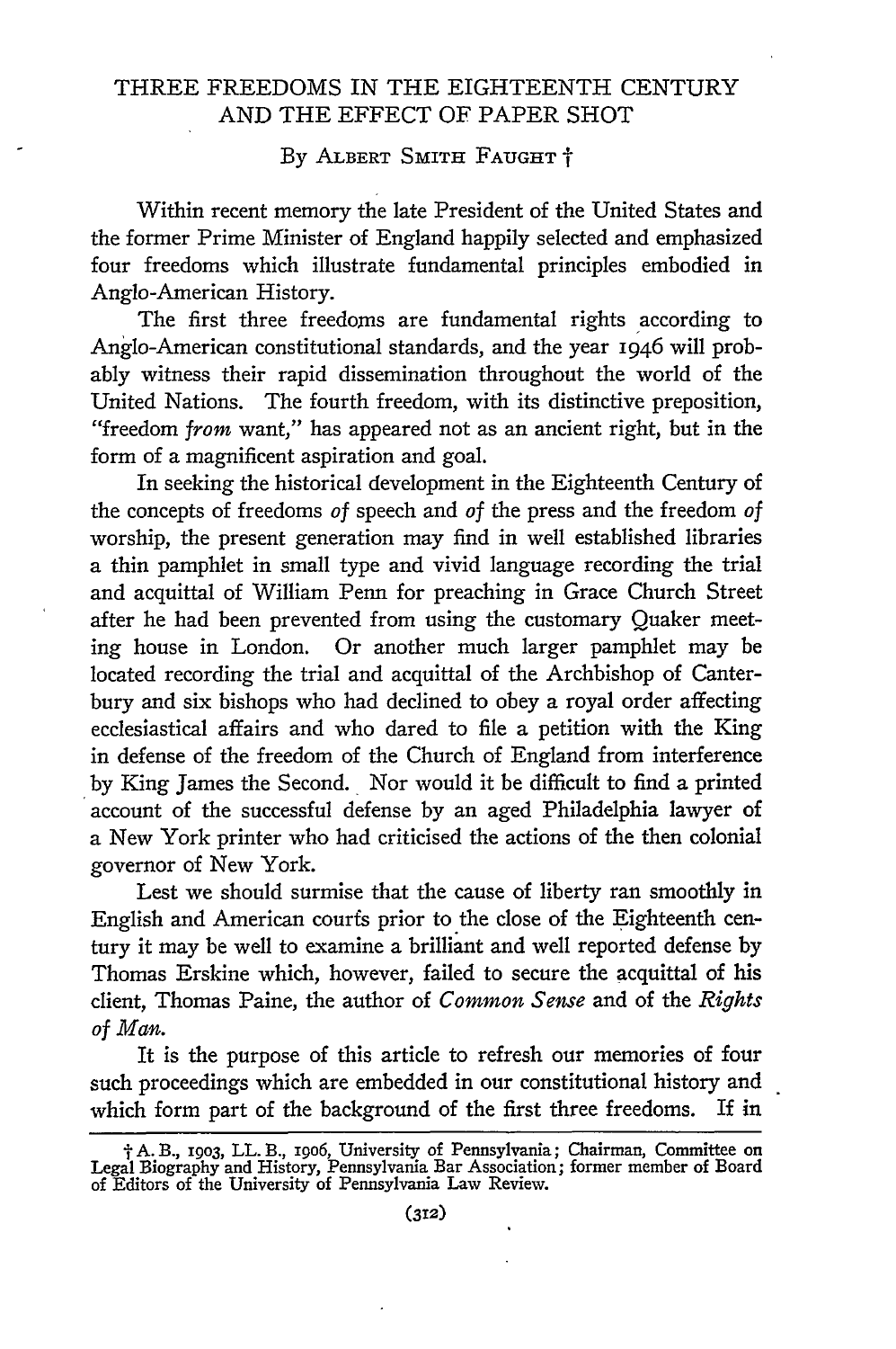# THREE FREEDOMS IN THE EIGHTEENTH CENTURY AND THE EFFECT OF PAPER SHOT

By ALBERT SMITH FAUGHT †

Within recent memory the late President of the United States and the former Prime Minister of England happily selected and emphasized four freedoms which illustrate fundamental principles embodied in Anglo-American History.

The first three freedoms are fundamental rights according to Anglo-American constitutional standards, and the year 1946 will probably witness their rapid dissemination throughout the world of the United Nations. The fourth freedom, with its distinctive preposition, "freedom *from* want," has appeared not as an ancient right, but in the form of a magnificent aspiration and goal.

In seeking the historical development in the Eighteenth Century of the concepts of freedoms *of* speech and *of* the press and the freedom *of* worship, the present generation may find in well established libraries a thin pamphlet in small type and vivid language recording the trial and acquittal of William Penn for preaching in Grace Church Street after he had been prevented from using the customary Quaker meeting house in London. Or another much larger pamphlet may be located recording the trial and acquittal of the Archbishop of Canterbury and six bishops who had declined to obey a royal order affecting ecclesiastical affairs and who dared to file a petition with the King in defense of the freedom of the Church of England from interference by King James the Second. Nor would it be difficult to find a printed account of the successful defense by an aged Philadelphia lawyer of a New York printer who had criticised the actions of the then colonial governor of New York.

Lest we should surmise that the cause of liberty ran smoothly in English and American courts prior to the close of the Eighteenth century it may be well to examine a brilliant and well reported defense by Thomas Erskine which, however, failed to secure the acquittal of his client, Thomas Paine, the author of *Common Sense* and of the *Rights of Man*.

It is the purpose of this article to refresh our memories of four such proceedings which are embedded in our constitutional history and which form part of the background of the first three freedoms. If in

† A. B., 1903, LL. B., 1906, University of Pennsylvania; Chairman, Committee on Legal Biography and History, Pennsylvania Bar Association; former member of Board of Editors of the University of Pennsylvania Law Review.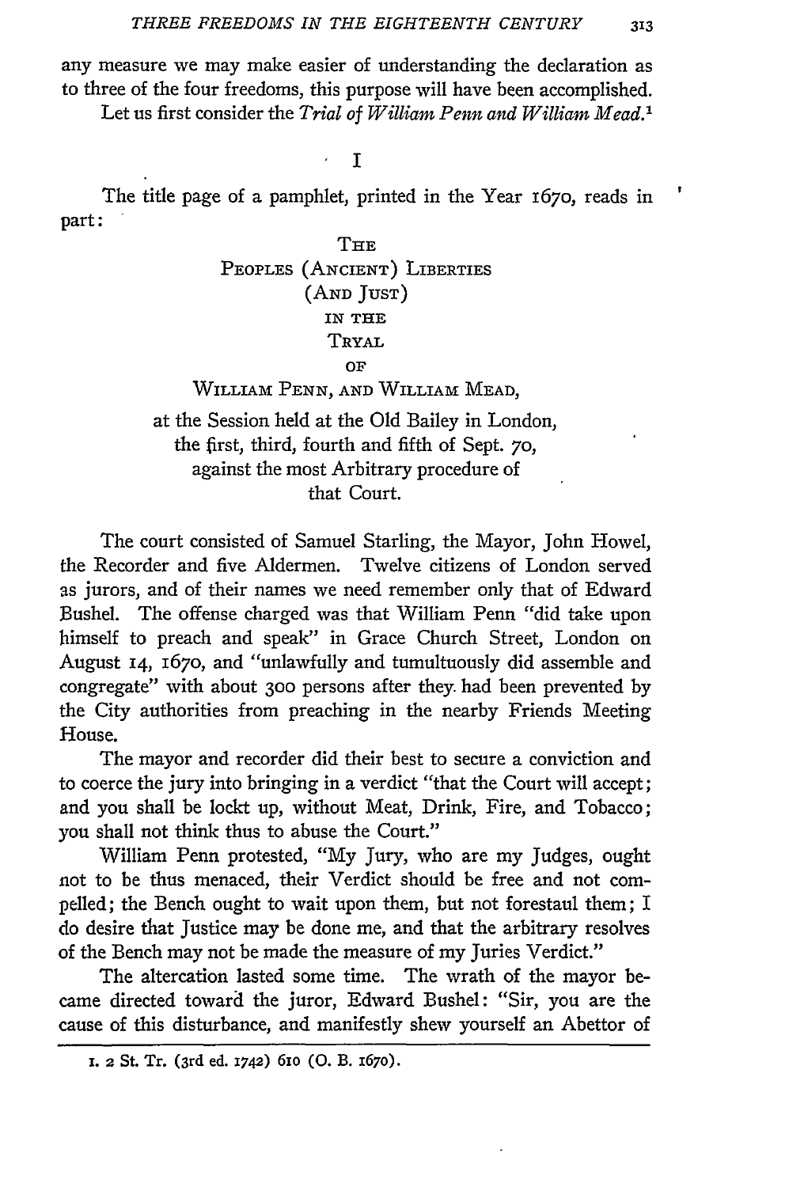any measure we may make easier of understanding the declaration as to three of the four freedoms, this purpose will have been accomplished.

Let us first consider the *Trial of William Penn and William Mead*.[1]

## I

The title page of a pamphlet, printed in the Year 1670, reads in part:

> THE
> PEOPLES (ANCIENT) LIBERTIES
> (AND JUST)
> IN THE
> TRYAL
> OF
> WILLIAM PENN, AND WILLIAM MEAD,
> at the Session held at the Old Bailey in London,
> the first, third, fourth and fifth of Sept. 70,
> against the most Arbitrary procedure of
> that Court.

The court consisted of Samuel Starling, the Mayor, John Howel, the Recorder and five Aldermen. Twelve citizens of London served as jurors, and of their names we need remember only that of Edward Bushel. The offense charged was that William Penn "did take upon himself to preach and speak" in Grace Church Street, London on August 14, 1670, and "unlawfully and tumultuously did assemble and congregate" with about 300 persons after they had been prevented by the City authorities from preaching in the nearby Friends Meeting House.

The mayor and recorder did their best to secure a conviction and to coerce the jury into bringing in a verdict "that the Court will accept; and you shall be lockt up, without Meat, Drink, Fire, and Tobacco; you shall not think thus to abuse the Court."

William Penn protested, "My Jury, who are my Judges, ought not to be thus menaced, their Verdict should be free and not compelled; the Bench ought to wait upon them, but not forestaul them; I do desire that Justice may be done me, and that the arbitrary resolves of the Bench may not be made the measure of my Juries Verdict."

The altercation lasted some time. The wrath of the mayor became directed toward the juror, Edward Bushel: "Sir, you are the cause of this disturbance, and manifestly shew yourself an Abettor of

1. 2 St. Tr. (3rd ed. 1742) 610 (O. B. 1670).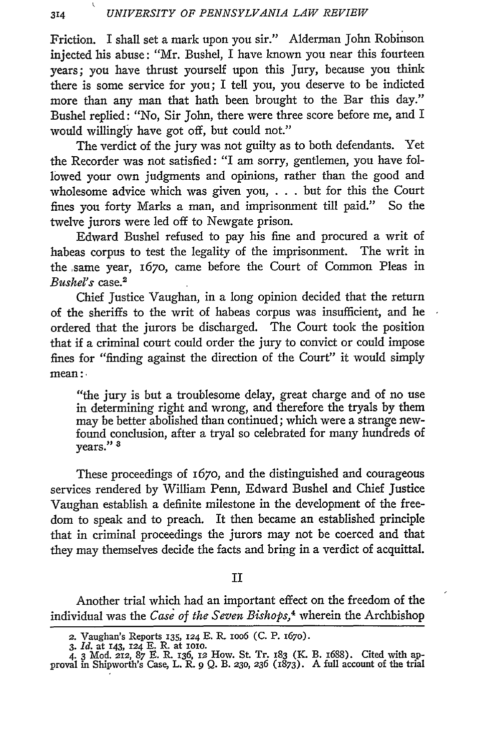Friction. I shall set a mark upon you sir." Alderman John Robinson injected his abuse: "Mr. Bushel, I have known you near this fourteen years; you have thrust yourself upon this Jury, because you think there is some service for you; I tell you, you deserve to be indicted more than any man that hath been brought to the Bar this day." Bushel replied: "No, Sir John, there were three score before me, and I would willingly have got off, but could not."

The verdict of the jury was not guilty as to both defendants. Yet the Recorder was not satisfied: "I am sorry, gentlemen, you have followed your own judgments and opinions, rather than the good and wholesome advice which was given you, . . . but for this the Court fines you forty Marks a man, and imprisonment till paid." So the twelve jurors were led off to Newgate prison.

Edward Bushel refused to pay his fine and procured a writ of habeas corpus to test the legality of the imprisonment. The writ in the same year, 1670, came before the Court of Common Pleas in *Bushel's* case.[2]

Chief Justice Vaughan, in a long opinion decided that the return of the sheriffs to the writ of habeas corpus was insufficient, and he ordered that the jurors be discharged. The Court took the position that if a criminal court could order the jury to convict or could impose fines for "finding against the direction of the Court" it would simply mean:

> "the jury is but a troublesome delay, great charge and of no use in determining right and wrong, and therefore the tryals by them may be better abolished than continued; which were a strange new-found conclusion, after a tryal so celebrated for many hundreds of years." [3]

These proceedings of 1670, and the distinguished and courageous services rendered by William Penn, Edward Bushel and Chief Justice Vaughan establish a definite milestone in the development of the freedom to speak and to preach. It then became an established principle that in criminal proceedings the jurors may not be coerced and that they may themselves decide the facts and bring in a verdict of acquittal.

## II

Another trial which had an important effect on the freedom of the individual was the *Case of the Seven Bishops*,[4] wherein the Archbishop

---

2. Vaughan's Reports 135, 124 E. R. 1006 (C. P. 1670).
3. *Id.* at 143, 124 E. R. at 1010.
4. 3 Mod. 212, 87 E. R. 136, 12 How. St. Tr. 183 (K. B. 1688). Cited with approval in Shipworth's Case, L. R. 9 Q. B. 230, 236 (1873). A full account of the trial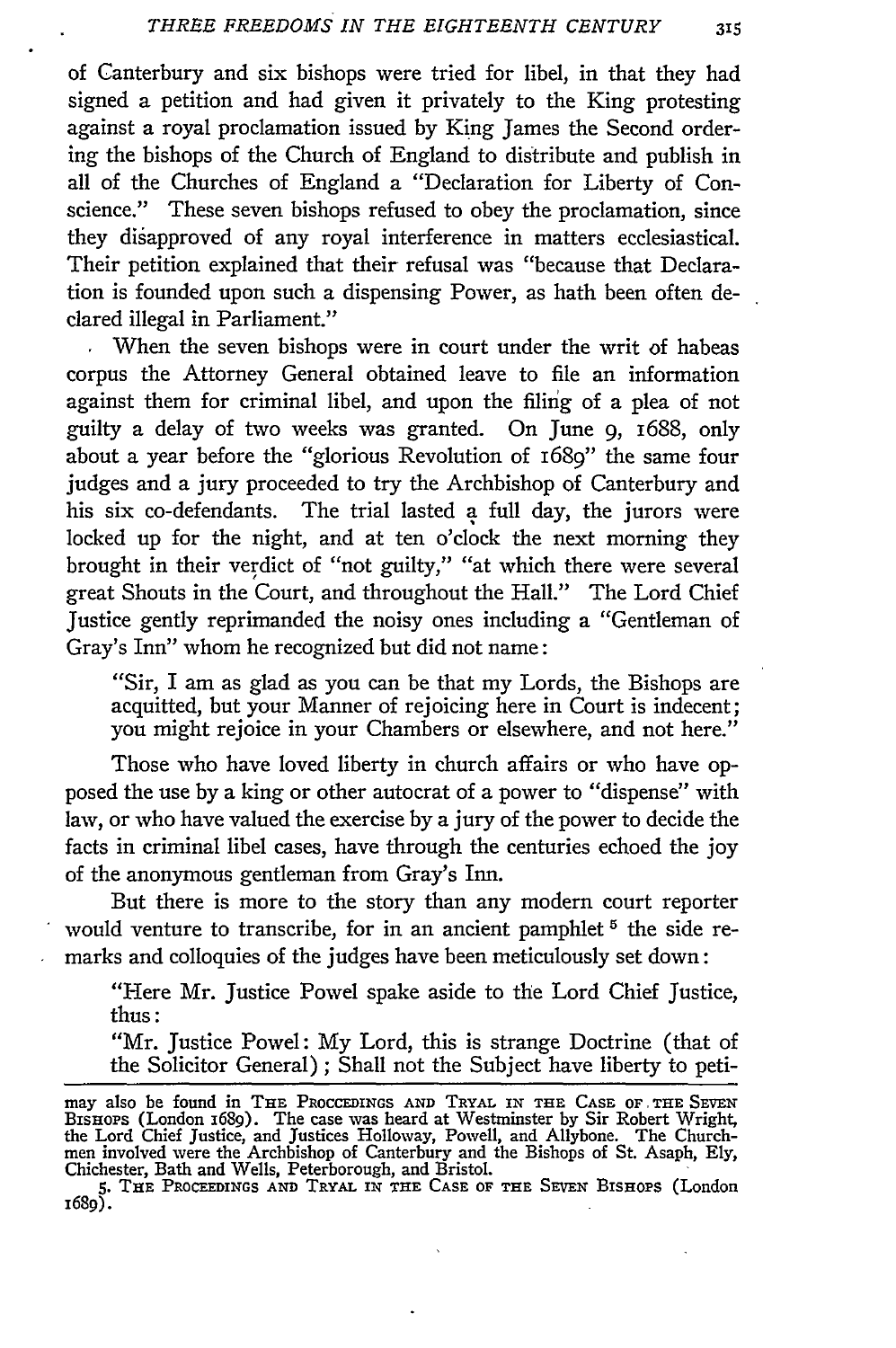of Canterbury and six bishops were tried for libel, in that they had signed a petition and had given it privately to the King protesting against a royal proclamation issued by King James the Second ordering the bishops of the Church of England to distribute and publish in all of the Churches of England a "Declaration for Liberty of Conscience." These seven bishops refused to obey the proclamation, since they disapproved of any royal interference in matters ecclesiastical. Their petition explained that their refusal was "because that Declaration is founded upon such a dispensing Power, as hath been often declared illegal in Parliament."

When the seven bishops were in court under the writ of habeas corpus the Attorney General obtained leave to file an information against them for criminal libel, and upon the filing of a plea of not guilty a delay of two weeks was granted. On June 9, 1688, only about a year before the "glorious Revolution of 1689" the same four judges and a jury proceeded to try the Archbishop of Canterbury and his six co-defendants. The trial lasted a full day, the jurors were locked up for the night, and at ten o'clock the next morning they brought in their verdict of "not guilty," "at which there were several great Shouts in the Court, and throughout the Hall." The Lord Chief Justice gently reprimanded the noisy ones including a "Gentleman of Gray's Inn" whom he recognized but did not name:

> "Sir, I am as glad as you can be that my Lords, the Bishops are acquitted, but your Manner of rejoicing here in Court is indecent; you might rejoice in your Chambers or elsewhere, and not here."

Those who have loved liberty in church affairs or who have opposed the use by a king or other autocrat of a power to "dispense" with law, or who have valued the exercise by a jury of the power to decide the facts in criminal libel cases, have through the centuries echoed the joy of the anonymous gentleman from Gray's Inn.

But there is more to the story than any modern court reporter would venture to transcribe, for in an ancient pamphlet [5] the side remarks and colloquies of the judges have been meticulously set down:

> "Here Mr. Justice Powel spake aside to the Lord Chief Justice, thus:
>
> "Mr. Justice Powel: My Lord, this is strange Doctrine (that of the Solicitor General); Shall not the Subject have liberty to peti-

---

may also be found in THE PROCCEDINGS AND TRYAL IN THE CASE OF THE SEVEN BISHOPS (London 1689). The case was heard at Westminster by Sir Robert Wright, the Lord Chief Justice, and Justices Holloway, Powell, and Allybone. The Churchmen involved were the Archbishop of Canterbury and the Bishops of St. Asaph, Ely, Chichester, Bath and Wells, Peterborough, and Bristol.

5. THE PROCEEDINGS AND TRYAL IN THE CASE OF THE SEVEN BISHOPS (London 1689).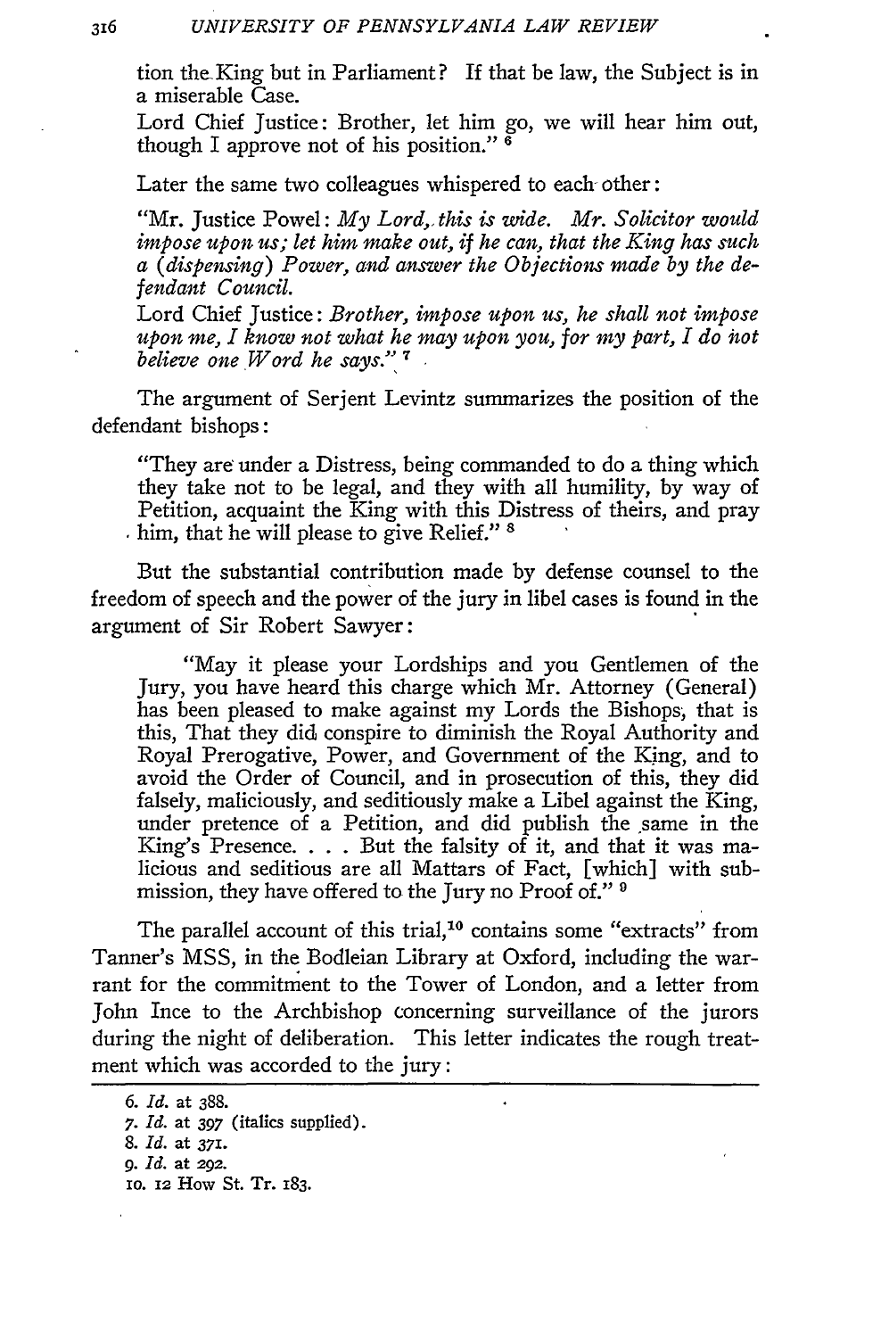tion the King but in Parliament? If that be law, the Subject is in a miserable Case.

> Lord Chief Justice: Brother, let him go, we will hear him out, though I approve not of his position." [6]

Later the same two colleagues whispered to each other:

> "Mr. Justice Powel: *My Lord, this is wide. Mr. Solicitor would impose upon us; let him make out, if he can, that the King has such a (dispensing) Power, and answer the Objections made by the defendant Council.*
>
> Lord Chief Justice: *Brother, impose upon us, he shall not impose upon me, I know not what he may upon you, for my part, I do not believe one Word he says.*" [7]

The argument of Serjent Levintz summarizes the position of the defendant bishops:

> "They are under a Distress, being commanded to do a thing which they take not to be legal, and they with all humility, by way of Petition, acquaint the King with this Distress of theirs, and pray him, that he will please to give Relief." [8]

But the substantial contribution made by defense counsel to the freedom of speech and the power of the jury in libel cases is found in the argument of Sir Robert Sawyer:

> "May it please your Lordships and you Gentlemen of the Jury, you have heard this charge which Mr. Attorney (General) has been pleased to make against my Lords the Bishops, that is this, That they did conspire to diminish the Royal Authority and Royal Prerogative, Power, and Government of the King, and to avoid the Order of Council, and in prosecution of this, they did falsely, maliciously, and seditiously make a Libel against the King, under pretence of a Petition, and did publish the same in the King's Presence. . . . But the falsity of it, and that it was malicious and seditious are all Mattars of Fact, [which] with submission, they have offered to the Jury no Proof of." [9]

The parallel account of this trial,[10] contains some "extracts" from Tanner's MSS, in the Bodleian Library at Oxford, including the warrant for the commitment to the Tower of London, and a letter from John Ince to the Archbishop concerning surveillance of the jurors during the night of deliberation. This letter indicates the rough treatment which was accorded to the jury:

---

6. *Id.* at 388.
7. *Id.* at 397 (italics supplied).
8. *Id.* at 371.
9. *Id.* at 292.
10. 12 How St. Tr. 183.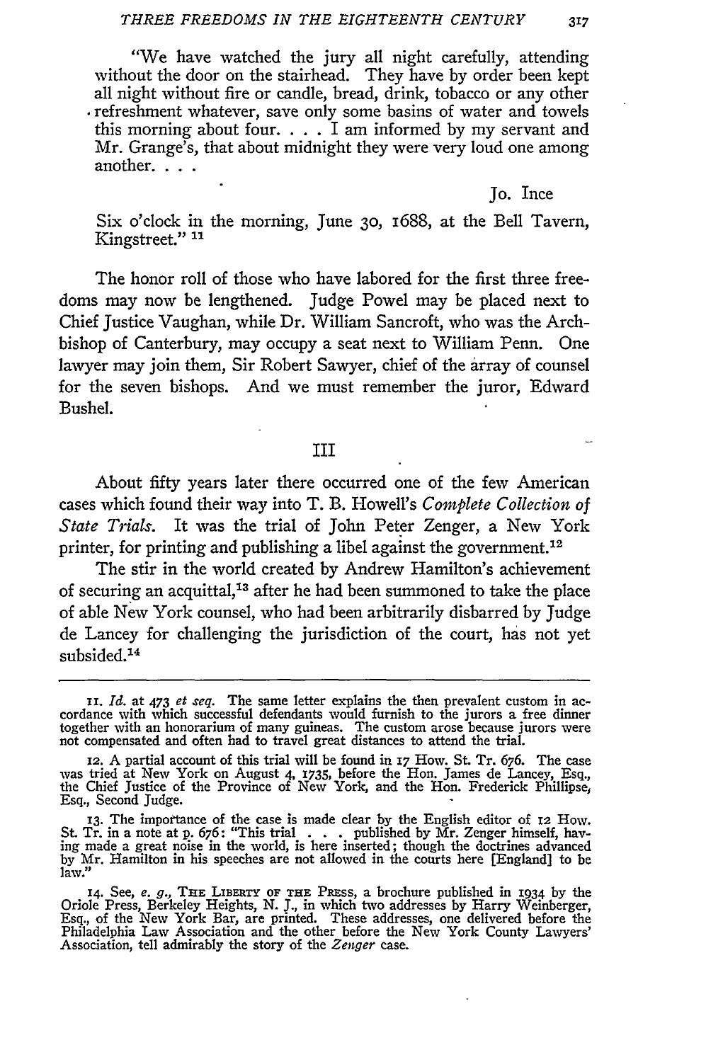"We have watched the jury all night carefully, attending without the door on the stairhead. They have by order been kept all night without fire or candle, bread, drink, tobacco or any other refreshment whatever, save only some basins of water and towels this morning about four. . . . I am informed by my servant and Mr. Grange's, that about midnight they were very loud one among another. . . .

Jo. Ince

Six o'clock in the morning, June 30, 1688, at the Bell Tavern, Kingstreet." [11]

The honor roll of those who have labored for the first three freedoms may now be lengthened. Judge Powel may be placed next to Chief Justice Vaughan, while Dr. William Sancroft, who was the Archbishop of Canterbury, may occupy a seat next to William Penn. One lawyer may join them, Sir Robert Sawyer, chief of the array of counsel for the seven bishops. And we must remember the juror, Edward Bushel.

## III

About fifty years later there occurred one of the few American cases which found their way into T. B. Howell's *Complete Collection of State Trials*. It was the trial of John Peter Zenger, a New York printer, for printing and publishing a libel against the government.[12]

The stir in the world created by Andrew Hamilton's achievement of securing an acquittal,[13] after he had been summoned to take the place of able New York counsel, who had been arbitrarily disbarred by Judge de Lancey for challenging the jurisdiction of the court, has not yet subsided.[14]

---

11. *Id.* at 473 *et seq.* The same letter explains the then prevalent custom in accordance with which successful defendants would furnish to the jurors a free dinner together with an honorarium of many guineas. The custom arose because jurors were not compensated and often had to travel great distances to attend the trial.

12. A partial account of this trial will be found in 17 How. St. Tr. 676. The case was tried at New York on August 4, 1735, before the Hon. James de Lancey, Esq., the Chief Justice of the Province of New York, and the Hon. Frederick Phillipse, Esq., Second Judge.

13. The importance of the case is made clear by the English editor of 12 How. St. Tr. in a note at p. 676: "This trial . . . published by Mr. Zenger himself, having made a great noise in the world, is here inserted; though the doctrines advanced by Mr. Hamilton in his speeches are not allowed in the courts here [England] to be law."

14. See, *e. g.*, THE LIBERTY OF THE PRESS, a brochure published in 1934 by the Oriole Press, Berkeley Heights, N. J., in which two addresses by Harry Weinberger, Esq., of the New York Bar, are printed. These addresses, one delivered before the Philadelphia Law Association and the other before the New York County Lawyers' Association, tell admirably the story of the *Zenger* case.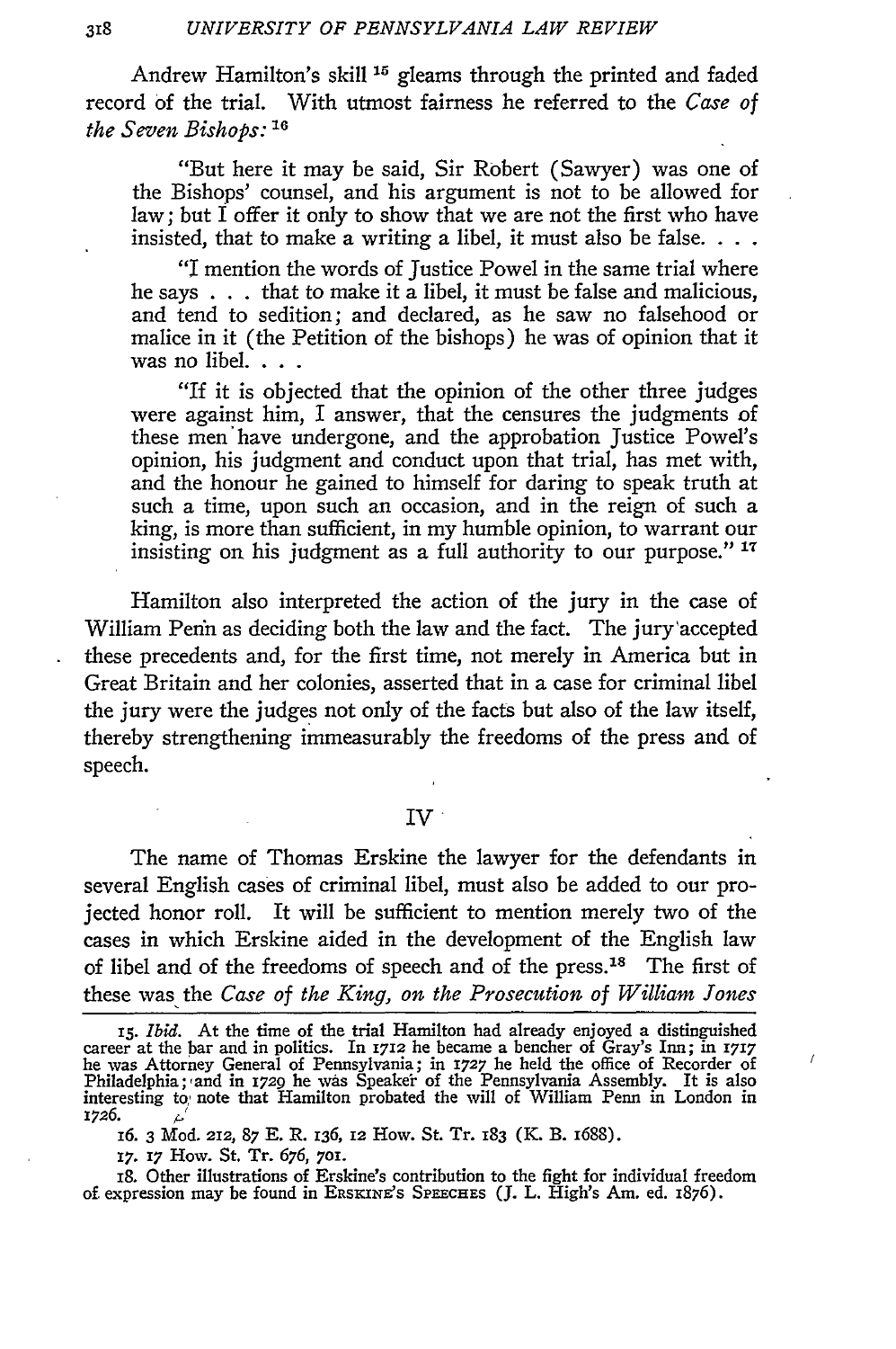Andrew Hamilton's skill [15] gleams through the printed and faded record of the trial. With utmost fairness he referred to the *Case of the Seven Bishops:* [16]

> "But here it may be said, Sir Robert (Sawyer) was one of the Bishops' counsel, and his argument is not to be allowed for law; but I offer it only to show that we are not the first who have insisted, that to make a writing a libel, it must also be false. . . .
>
> "I mention the words of Justice Powel in the same trial where he says . . . that to make it a libel, it must be false and malicious, and tend to sedition; and declared, as he saw no falsehood or malice in it (the Petition of the bishops) he was of opinion that it was no libel. . . .
>
> "If it is objected that the opinion of the other three judges were against him, I answer, that the censures the judgments of these men have undergone, and the approbation Justice Powel's opinion, his judgment and conduct upon that trial, has met with, and the honour he gained to himself for daring to speak truth at such a time, upon such an occasion, and in the reign of such a king, is more than sufficient, in my humble opinion, to warrant our insisting on his judgment as a full authority to our purpose." [17]

Hamilton also interpreted the action of the jury in the case of William Penn as deciding both the law and the fact. The jury accepted these precedents and, for the first time, not merely in America but in Great Britain and her colonies, asserted that in a case for criminal libel the jury were the judges not only of the facts but also of the law itself, thereby strengthening immeasurably the freedoms of the press and of speech.

## IV

The name of Thomas Erskine the lawyer for the defendants in several English cases of criminal libel, must also be added to our projected honor roll. It will be sufficient to mention merely two of the cases in which Erskine aided in the development of the English law of libel and of the freedoms of speech and of the press.[18] The first of these was the *Case of the King, on the Prosecution of William Jones*

15. *Ibid.* At the time of the trial Hamilton had already enjoyed a distinguished career at the bar and in politics. In 1712 he became a bencher of Gray's Inn; in 1717 he was Attorney General of Pennsylvania; in 1727 he held the office of Recorder of Philadelphia; and in 1729 he was Speaker of the Pennsylvania Assembly. It is also interesting to note that Hamilton probated the will of William Penn in London in 1726.

16. 3 Mod. 212, 87 E. R. 136, 12 How. St. Tr. 183 (K. B. 1688).

17. 17 How. St. Tr. 676, 701.

18. Other illustrations of Erskine's contribution to the fight for individual freedom of expression may be found in ERSKINE'S SPEECHES (J. L. High's Am. ed. 1876).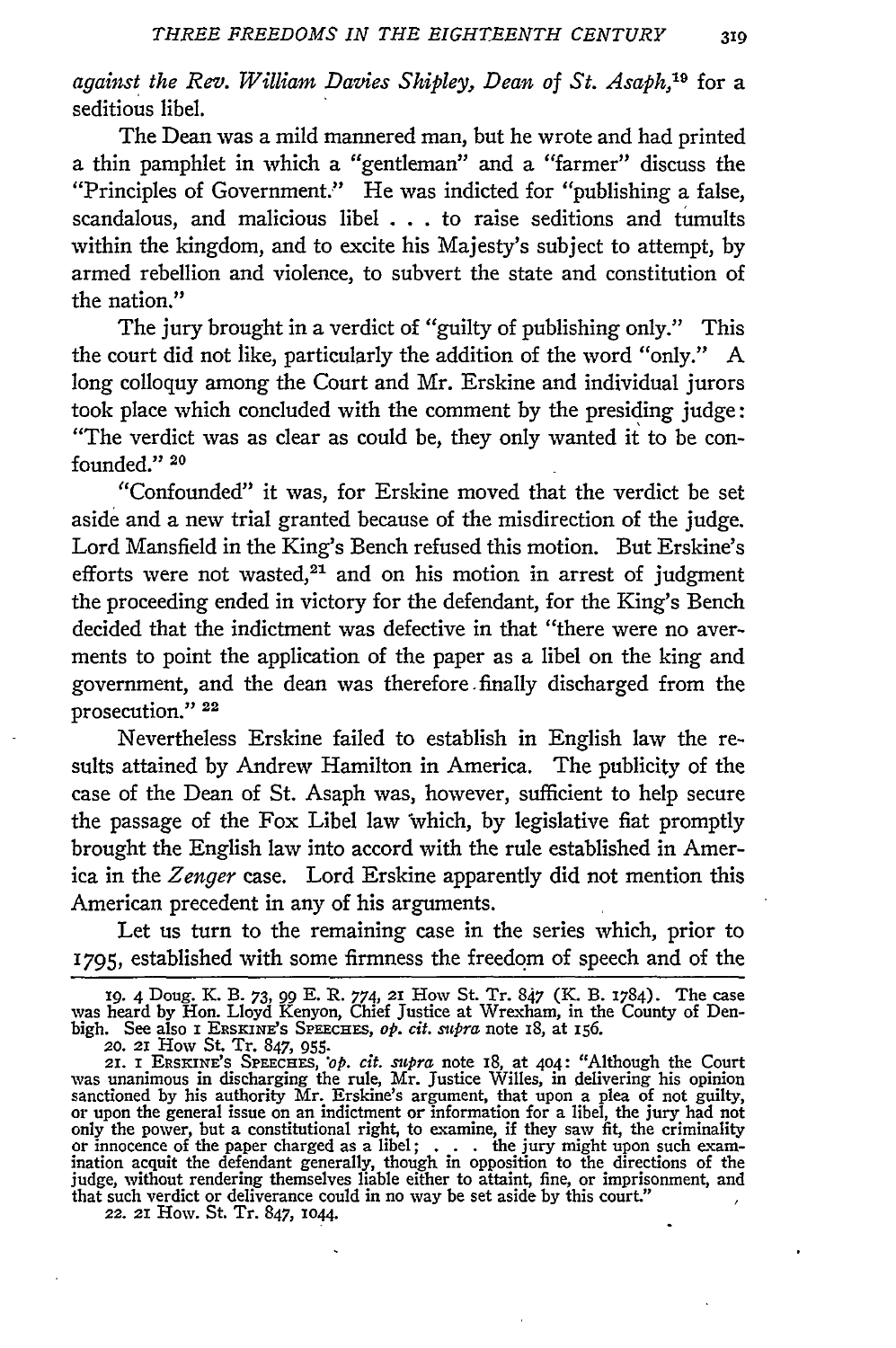*against the Rev. William Davies Shipley, Dean of St. Asaph*,[19] for a seditious libel.

The Dean was a mild mannered man, but he wrote and had printed a thin pamphlet in which a "gentleman" and a "farmer" discuss the "Principles of Government." He was indicted for "publishing a false, scandalous, and malicious libel . . . to raise seditions and tumults within the kingdom, and to excite his Majesty's subject to attempt, by armed rebellion and violence, to subvert the state and constitution of the nation."

The jury brought in a verdict of "guilty of publishing only." This the court did not like, particularly the addition of the word "only." A long colloquy among the Court and Mr. Erskine and individual jurors took place which concluded with the comment by the presiding judge: "The verdict was as clear as could be, they only wanted it to be confounded."[20]

"Confounded" it was, for Erskine moved that the verdict be set aside and a new trial granted because of the misdirection of the judge. Lord Mansfield in the King's Bench refused this motion. But Erskine's efforts were not wasted,[21] and on his motion in arrest of judgment the proceeding ended in victory for the defendant, for the King's Bench decided that the indictment was defective in that "there were no averments to point the application of the paper as a libel on the king and government, and the dean was therefore finally discharged from the prosecution."[22]

Nevertheless Erskine failed to establish in English law the results attained by Andrew Hamilton in America. The publicity of the case of the Dean of St. Asaph was, however, sufficient to help secure the passage of the Fox Libel law which, by legislative fiat promptly brought the English law into accord with the rule established in America in the *Zenger* case. Lord Erskine apparently did not mention this American precedent in any of his arguments.

Let us turn to the remaining case in the series which, prior to 1795, established with some firmness the freedom of speech and of the

---

19. 4 Doug. K. B. 73, 99 E. R. 774, 21 How St. Tr. 847 (K. B. 1784). The case was heard by Hon. Lloyd Kenyon, Chief Justice at Wrexham, in the County of Denbigh. See also 1 ERSKINE'S SPEECHES, *op. cit. supra* note 18, at 156.

20. 21 How St. Tr. 847, 955.

21. 1 ERSKINE'S SPEECHES, *op. cit. supra* note 18, at 404: "Although the Court was unanimous in discharging the rule, Mr. Justice Willes, in delivering his opinion sanctioned by his authority Mr. Erskine's argument, that upon a plea of not guilty, or upon the general issue on an indictment or information for a libel, the jury had not only the power, but a constitutional right, to examine, if they saw fit, the criminality or innocence of the paper charged as a libel; . . . the jury might upon such examination acquit the defendant generally, though in opposition to the directions of the judge, without rendering themselves liable either to attaint, fine, or imprisonment, and that such verdict or deliverance could in no way be set aside by this court."

22. 21 How. St. Tr. 847, 1044.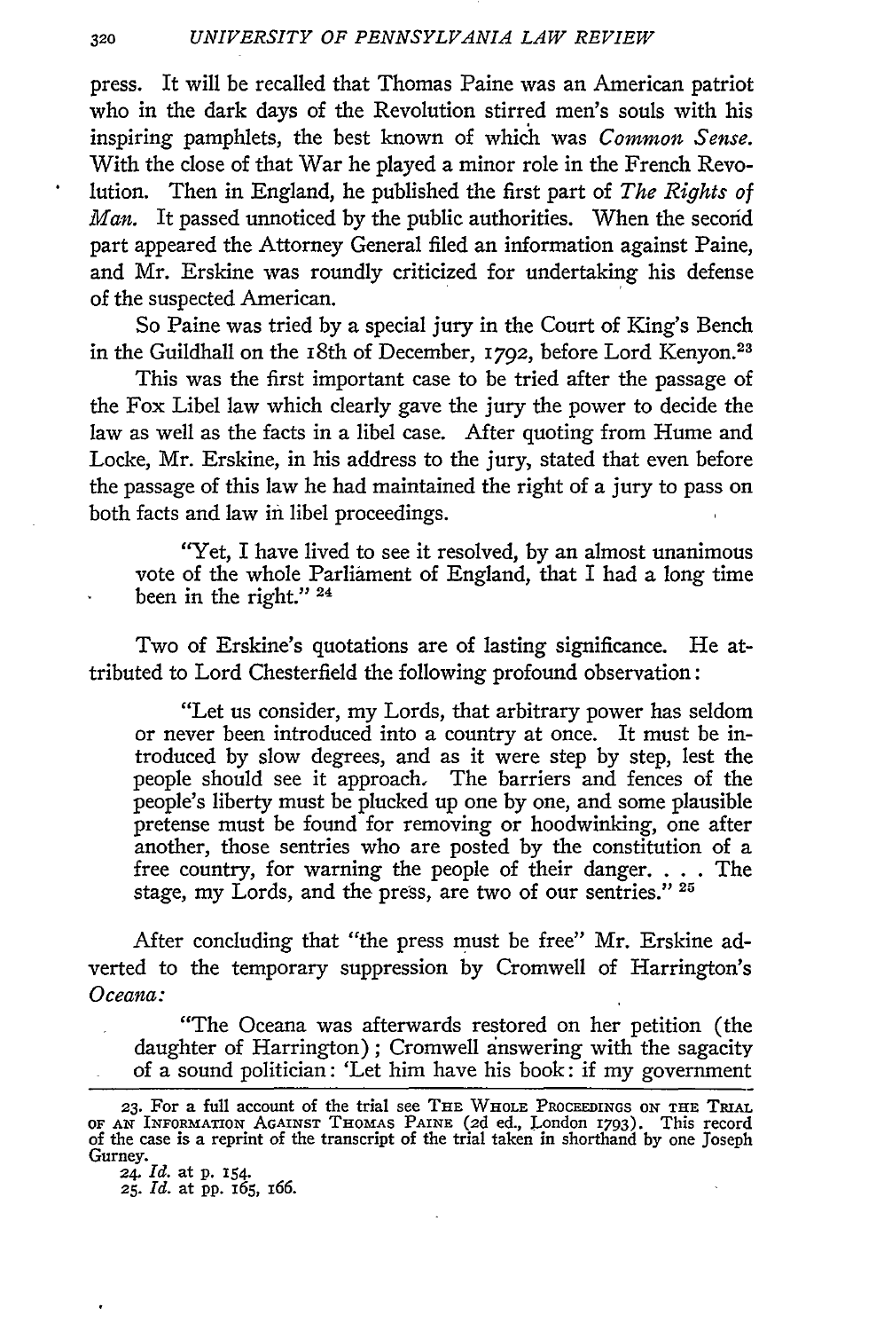press. It will be recalled that Thomas Paine was an American patriot who in the dark days of the Revolution stirred men's souls with his inspiring pamphlets, the best known of which was *Common Sense.* With the close of that War he played a minor role in the French Revolution. Then in England, he published the first part of *The Rights of Man.* It passed unnoticed by the public authorities. When the second part appeared the Attorney General filed an information against Paine, and Mr. Erskine was roundly criticized for undertaking his defense of the suspected American.

So Paine was tried by a special jury in the Court of King's Bench in the Guildhall on the 18th of December, 1792, before Lord Kenyon.[23]

This was the first important case to be tried after the passage of the Fox Libel law which clearly gave the jury the power to decide the law as well as the facts in a libel case. After quoting from Hume and Locke, Mr. Erskine, in his address to the jury, stated that even before the passage of this law he had maintained the right of a jury to pass on both facts and law in libel proceedings.

> "Yet, I have lived to see it resolved, by an almost unanimous vote of the whole Parliament of England, that I had a long time been in the right." [24]

Two of Erskine's quotations are of lasting significance. He attributed to Lord Chesterfield the following profound observation:

> "Let us consider, my Lords, that arbitrary power has seldom or never been introduced into a country at once. It must be introduced by slow degrees, and as it were step by step, lest the people should see it approach. The barriers and fences of the people's liberty must be plucked up one by one, and some plausible pretense must be found for removing or hoodwinking, one after another, those sentries who are posted by the constitution of a free country, for warning the people of their danger. . . . The stage, my Lords, and the press, are two of our sentries." [25]

After concluding that "the press must be free" Mr. Erskine adverted to the temporary suppression by Cromwell of Harrington's *Oceana:*

> "The Oceana was afterwards restored on her petition (the daughter of Harrington); Cromwell answering with the sagacity of a sound politician: 'Let him have his book: if my government

---

23. For a full account of the trial see THE WHOLE PROCEEDINGS ON THE TRIAL OF AN INFORMATION AGAINST THOMAS PAINE (2d ed., London 1793). This record of the case is a reprint of the transcript of the trial taken in shorthand by one Joseph Gurney.

24. *Id.* at p. 154.

25. *Id.* at pp. 165, 166.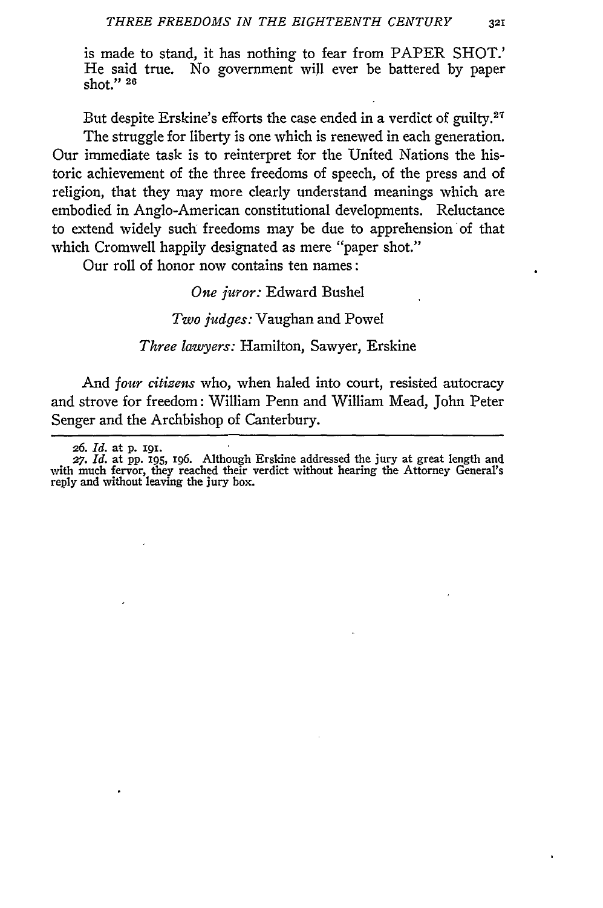is made to stand, it has nothing to fear from PAPER SHOT.' He said true. No government will ever be battered by paper shot." [26]

But despite Erskine's efforts the case ended in a verdict of guilty.[27]

The struggle for liberty is one which is renewed in each generation. Our immediate task is to reinterpret for the United Nations the historic achievement of the three freedoms of speech, of the press and of religion, that they may more clearly understand meanings which are embodied in Anglo-American constitutional developments. Reluctance to extend widely such freedoms may be due to apprehension of that which Cromwell happily designated as mere "paper shot."

Our roll of honor now contains ten names:

*One juror:* Edward Bushel

*Two judges:* Vaughan and Powel

*Three lawyers:* Hamilton, Sawyer, Erskine

And *four citizens* who, when haled into court, resisted autocracy and strove for freedom: William Penn and William Mead, John Peter Senger and the Archbishop of Canterbury.

---

26. *Id.* at p. 191.

27. *Id.* at pp. 195, 196. Although Erskine addressed the jury at great length and with much fervor, they reached their verdict without hearing the Attorney General's reply and without leaving the jury box.